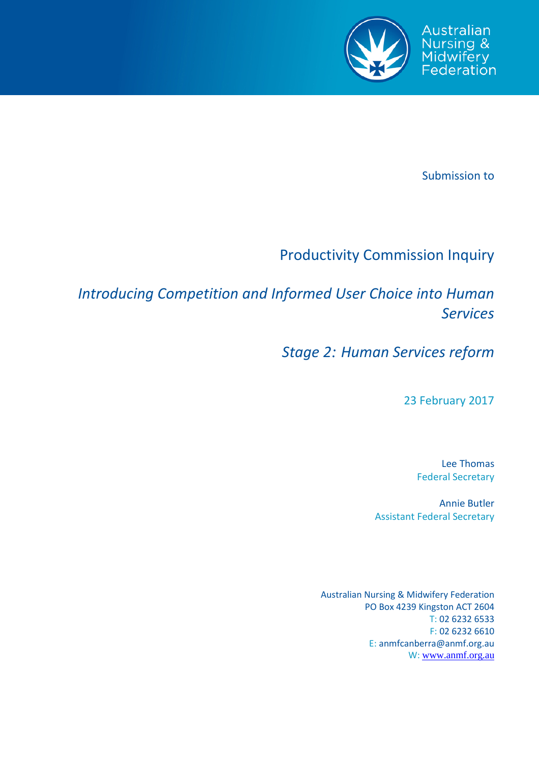Australian Nursing & Midwifery Federation

Submission to

# Productivity Commission Inquiry

## *Introducing Competition and Informed User Choice into Human Services*

## *Stage 2: Human Services reform*

23 February 2017

Lee Thomas
Federal Secretary

Annie Butler
Assistant Federal Secretary

Australian Nursing & Midwifery Federation
PO Box 4239 Kingston ACT 2604
T: 02 6232 6533
F: 02 6232 6610
E: anmfcanberra@anmf.org.au
W: www.anmf.org.au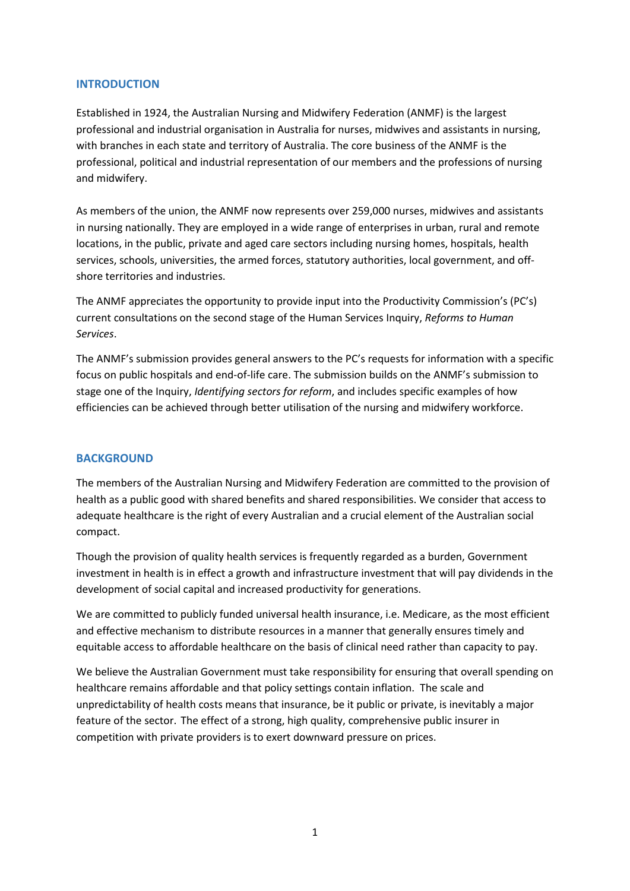## INTRODUCTION

Established in 1924, the Australian Nursing and Midwifery Federation (ANMF) is the largest professional and industrial organisation in Australia for nurses, midwives and assistants in nursing, with branches in each state and territory of Australia. The core business of the ANMF is the professional, political and industrial representation of our members and the professions of nursing and midwifery.

As members of the union, the ANMF now represents over 259,000 nurses, midwives and assistants in nursing nationally. They are employed in a wide range of enterprises in urban, rural and remote locations, in the public, private and aged care sectors including nursing homes, hospitals, health services, schools, universities, the armed forces, statutory authorities, local government, and off-shore territories and industries.

The ANMF appreciates the opportunity to provide input into the Productivity Commission's (PC's) current consultations on the second stage of the Human Services Inquiry, *Reforms to Human Services*.

The ANMF's submission provides general answers to the PC's requests for information with a specific focus on public hospitals and end-of-life care. The submission builds on the ANMF's submission to stage one of the Inquiry, *Identifying sectors for reform*, and includes specific examples of how efficiencies can be achieved through better utilisation of the nursing and midwifery workforce.

## BACKGROUND

The members of the Australian Nursing and Midwifery Federation are committed to the provision of health as a public good with shared benefits and shared responsibilities. We consider that access to adequate healthcare is the right of every Australian and a crucial element of the Australian social compact.

Though the provision of quality health services is frequently regarded as a burden, Government investment in health is in effect a growth and infrastructure investment that will pay dividends in the development of social capital and increased productivity for generations.

We are committed to publicly funded universal health insurance, i.e. Medicare, as the most efficient and effective mechanism to distribute resources in a manner that generally ensures timely and equitable access to affordable healthcare on the basis of clinical need rather than capacity to pay.

We believe the Australian Government must take responsibility for ensuring that overall spending on healthcare remains affordable and that policy settings contain inflation. The scale and unpredictability of health costs means that insurance, be it public or private, is inevitably a major feature of the sector. The effect of a strong, high quality, comprehensive public insurer in competition with private providers is to exert downward pressure on prices.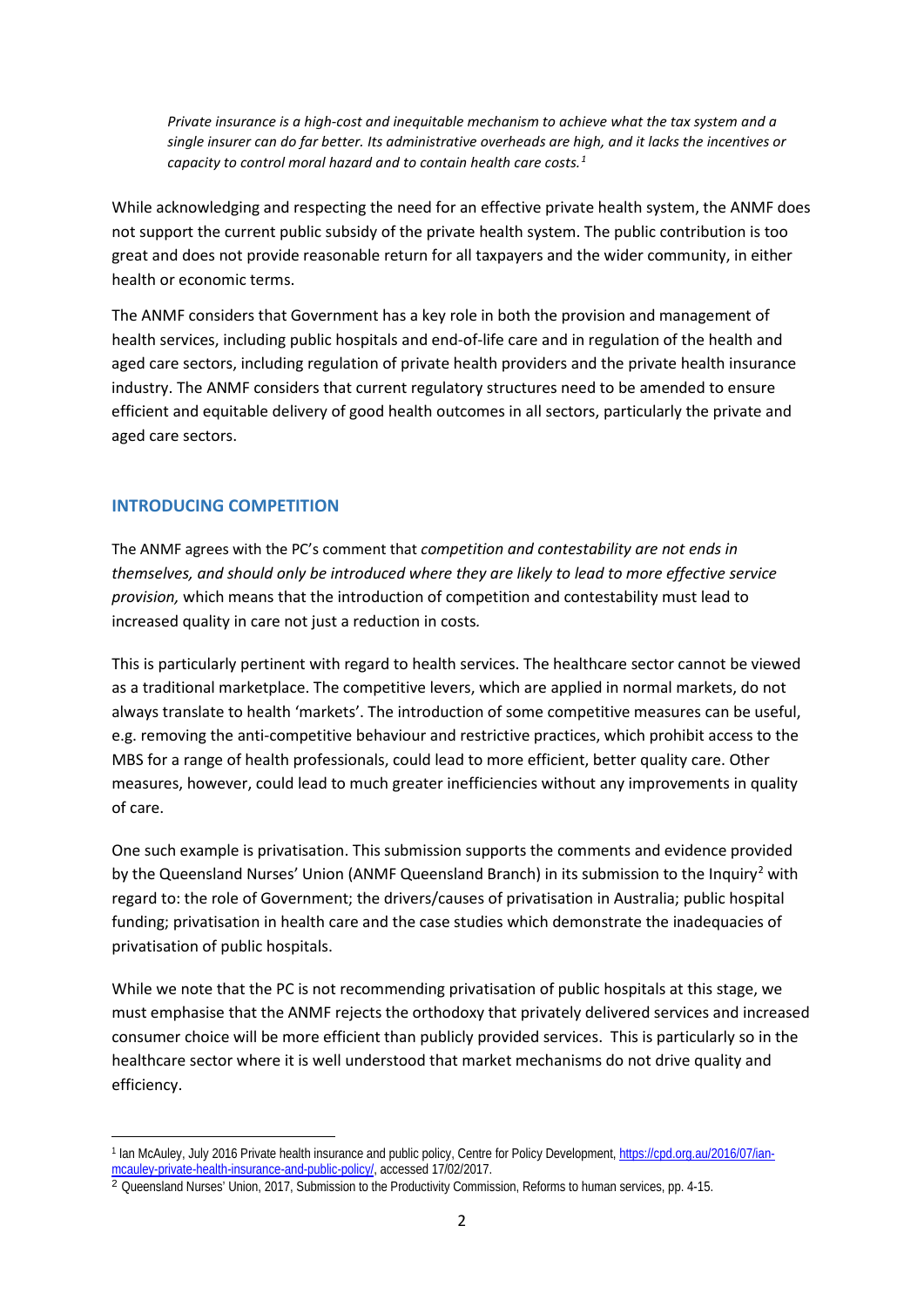> *Private insurance is a high-cost and inequitable mechanism to achieve what the tax system and a single insurer can do far better. Its administrative overheads are high, and it lacks the incentives or capacity to control moral hazard and to contain health care costs.*[1]

While acknowledging and respecting the need for an effective private health system, the ANMF does not support the current public subsidy of the private health system. The public contribution is too great and does not provide reasonable return for all taxpayers and the wider community, in either health or economic terms.

The ANMF considers that Government has a key role in both the provision and management of health services, including public hospitals and end-of-life care and in regulation of the health and aged care sectors, including regulation of private health providers and the private health insurance industry. The ANMF considers that current regulatory structures need to be amended to ensure efficient and equitable delivery of good health outcomes in all sectors, particularly the private and aged care sectors.

## INTRODUCING COMPETITION

The ANMF agrees with the PC's comment that *competition and contestability are not ends in themselves, and should only be introduced where they are likely to lead to more effective service provision,* which means that the introduction of competition and contestability must lead to increased quality in care not just a reduction in costs*.*

This is particularly pertinent with regard to health services. The healthcare sector cannot be viewed as a traditional marketplace. The competitive levers, which are applied in normal markets, do not always translate to health 'markets'. The introduction of some competitive measures can be useful, e.g. removing the anti-competitive behaviour and restrictive practices, which prohibit access to the MBS for a range of health professionals, could lead to more efficient, better quality care. Other measures, however, could lead to much greater inefficiencies without any improvements in quality of care.

One such example is privatisation. This submission supports the comments and evidence provided by the Queensland Nurses' Union (ANMF Queensland Branch) in its submission to the Inquiry[2] with regard to: the role of Government; the drivers/causes of privatisation in Australia; public hospital funding; privatisation in health care and the case studies which demonstrate the inadequacies of privatisation of public hospitals.

While we note that the PC is not recommending privatisation of public hospitals at this stage, we must emphasise that the ANMF rejects the orthodoxy that privately delivered services and increased consumer choice will be more efficient than publicly provided services. This is particularly so in the healthcare sector where it is well understood that market mechanisms do not drive quality and efficiency.

---

[1] Ian McAuley, July 2016 Private health insurance and public policy, Centre for Policy Development, https://cpd.org.au/2016/07/ian-mcauley-private-health-insurance-and-public-policy/, accessed 17/02/2017.

[2] Queensland Nurses' Union, 2017, Submission to the Productivity Commission, Reforms to human services, pp. 4-15.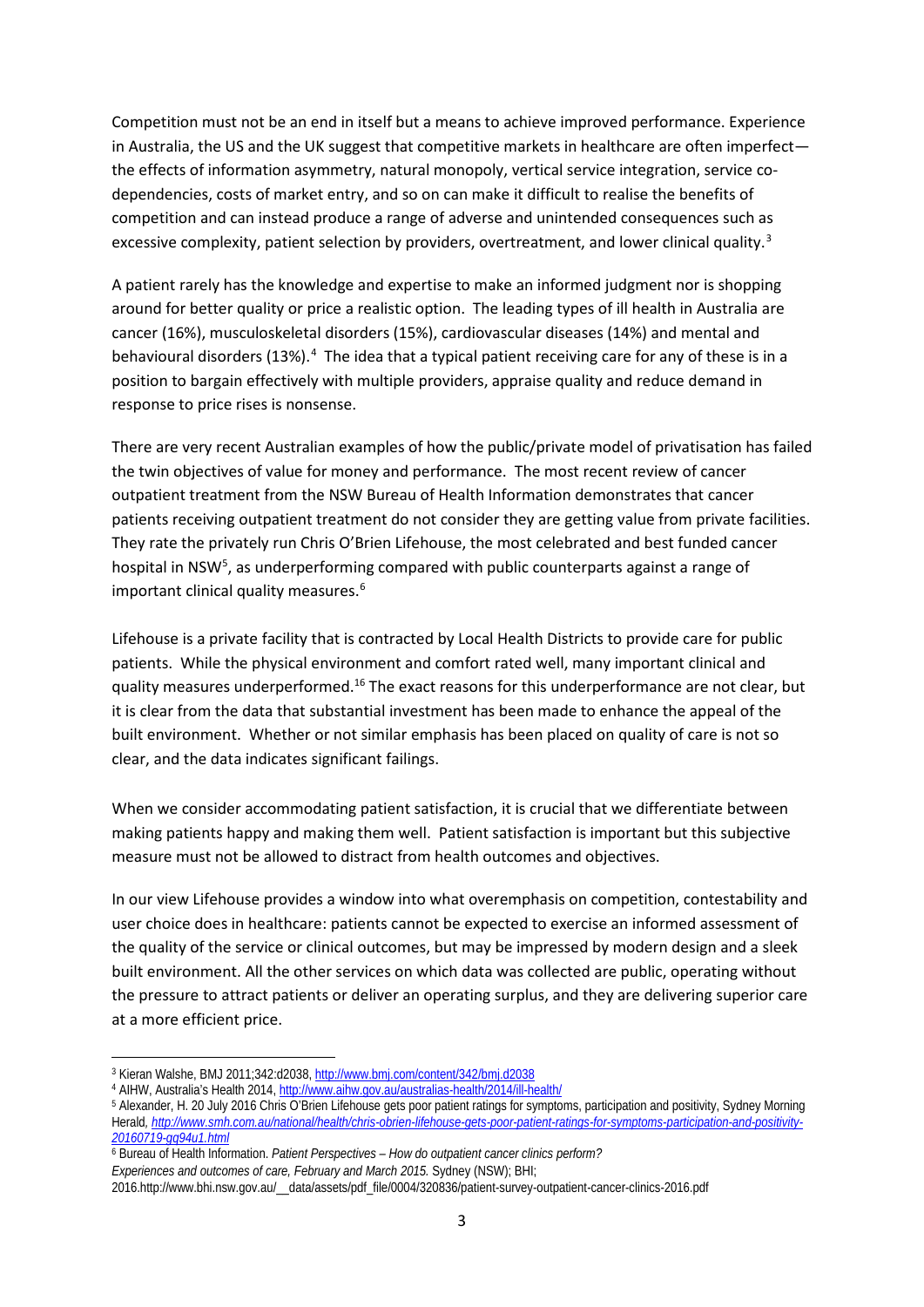Competition must not be an end in itself but a means to achieve improved performance. Experience in Australia, the US and the UK suggest that competitive markets in healthcare are often imperfect—the effects of information asymmetry, natural monopoly, vertical service integration, service co-dependencies, costs of market entry, and so on can make it difficult to realise the benefits of competition and can instead produce a range of adverse and unintended consequences such as excessive complexity, patient selection by providers, overtreatment, and lower clinical quality.[3]

A patient rarely has the knowledge and expertise to make an informed judgment nor is shopping around for better quality or price a realistic option. The leading types of ill health in Australia are cancer (16%), musculoskeletal disorders (15%), cardiovascular diseases (14%) and mental and behavioural disorders (13%).[4] The idea that a typical patient receiving care for any of these is in a position to bargain effectively with multiple providers, appraise quality and reduce demand in response to price rises is nonsense.

There are very recent Australian examples of how the public/private model of privatisation has failed the twin objectives of value for money and performance. The most recent review of cancer outpatient treatment from the NSW Bureau of Health Information demonstrates that cancer patients receiving outpatient treatment do not consider they are getting value from private facilities. They rate the privately run Chris O'Brien Lifehouse, the most celebrated and best funded cancer hospital in NSW[5], as underperforming compared with public counterparts against a range of important clinical quality measures.[6]

Lifehouse is a private facility that is contracted by Local Health Districts to provide care for public patients. While the physical environment and comfort rated well, many important clinical and quality measures underperformed.[16] The exact reasons for this underperformance are not clear, but it is clear from the data that substantial investment has been made to enhance the appeal of the built environment. Whether or not similar emphasis has been placed on quality of care is not so clear, and the data indicates significant failings.

When we consider accommodating patient satisfaction, it is crucial that we differentiate between making patients happy and making them well. Patient satisfaction is important but this subjective measure must not be allowed to distract from health outcomes and objectives.

In our view Lifehouse provides a window into what overemphasis on competition, contestability and user choice does in healthcare: patients cannot be expected to exercise an informed assessment of the quality of the service or clinical outcomes, but may be impressed by modern design and a sleek built environment. All the other services on which data was collected are public, operating without the pressure to attract patients or deliver an operating surplus, and they are delivering superior care at a more efficient price.

---

[3] Kieran Walshe, BMJ 2011;342:d2038, http://www.bmj.com/content/342/bmj.d2038

[4] AIHW, Australia's Health 2014, http://www.aihw.gov.au/australias-health/2014/ill-health/

[5] Alexander, H. 20 July 2016 Chris O'Brien Lifehouse gets poor patient ratings for symptoms, participation and positivity, Sydney Morning Herald, *http://www.smh.com.au/national/health/chris-obrien-lifehouse-gets-poor-patient-ratings-for-symptoms-participation-and-positivity-20160719-gq94u1.html*

[6] Bureau of Health Information. *Patient Perspectives – How do outpatient cancer clinics perform? Experiences and outcomes of care, February and March 2015.* Sydney (NSW); BHI; 2016.http://www.bhi.nsw.gov.au/__data/assets/pdf_file/0004/320836/patient-survey-outpatient-cancer-clinics-2016.pdf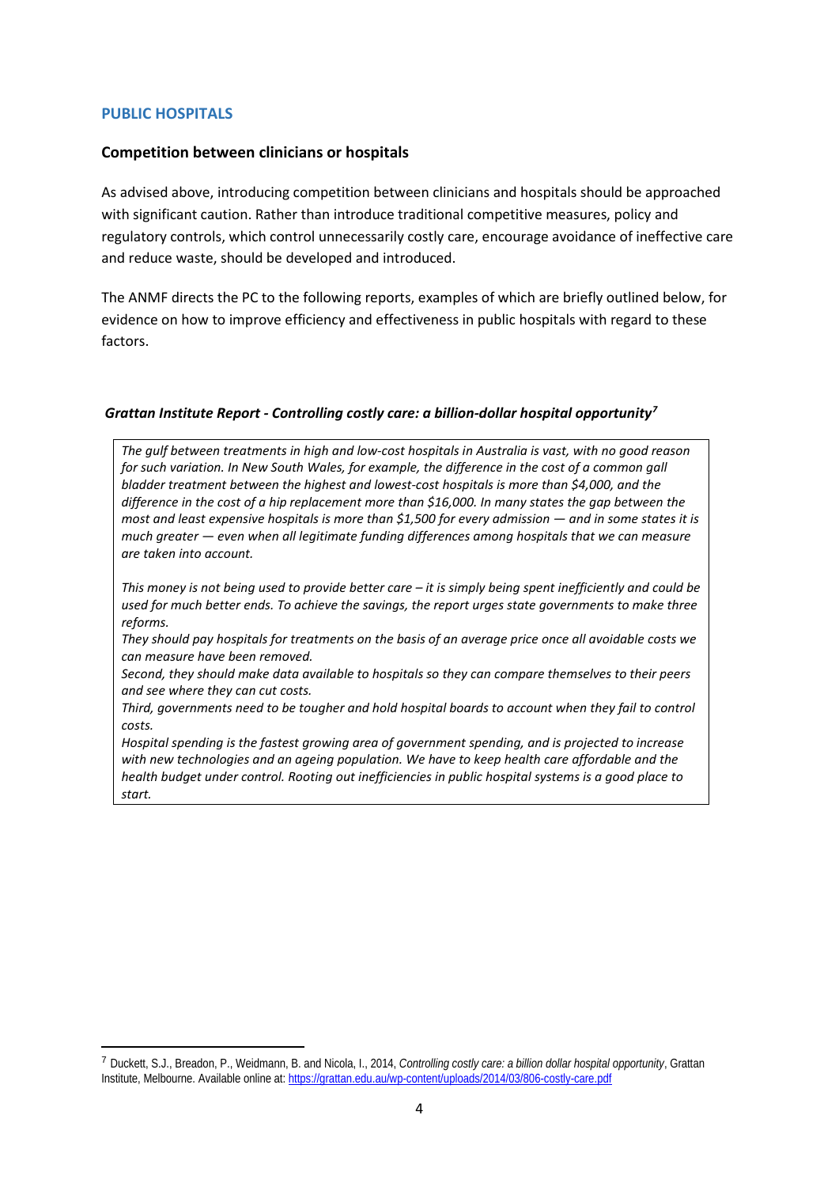## PUBLIC HOSPITALS

### Competition between clinicians or hospitals

As advised above, introducing competition between clinicians and hospitals should be approached with significant caution. Rather than introduce traditional competitive measures, policy and regulatory controls, which control unnecessarily costly care, encourage avoidance of ineffective care and reduce waste, should be developed and introduced.

The ANMF directs the PC to the following reports, examples of which are briefly outlined below, for evidence on how to improve efficiency and effectiveness in public hospitals with regard to these factors.

#### *Grattan Institute Report - Controlling costly care: a billion-dollar hospital opportunity*[7]

> *The gulf between treatments in high and low-cost hospitals in Australia is vast, with no good reason for such variation. In New South Wales, for example, the difference in the cost of a common gall bladder treatment between the highest and lowest-cost hospitals is more than $4,000, and the difference in the cost of a hip replacement more than $16,000. In many states the gap between the most and least expensive hospitals is more than $1,500 for every admission — and in some states it is much greater — even when all legitimate funding differences among hospitals that we can measure are taken into account.*
>
> *This money is not being used to provide better care – it is simply being spent inefficiently and could be used for much better ends. To achieve the savings, the report urges state governments to make three reforms.*
>
> *They should pay hospitals for treatments on the basis of an average price once all avoidable costs we can measure have been removed.*
>
> *Second, they should make data available to hospitals so they can compare themselves to their peers and see where they can cut costs.*
>
> *Third, governments need to be tougher and hold hospital boards to account when they fail to control costs.*
>
> *Hospital spending is the fastest growing area of government spending, and is projected to increase with new technologies and an ageing population. We have to keep health care affordable and the health budget under control. Rooting out inefficiencies in public hospital systems is a good place to start.*

---

[7] Duckett, S.J., Breadon, P., Weidmann, B. and Nicola, I., 2014, *Controlling costly care: a billion dollar hospital opportunity*, Grattan Institute, Melbourne. Available online at: https://grattan.edu.au/wp-content/uploads/2014/03/806-costly-care.pdf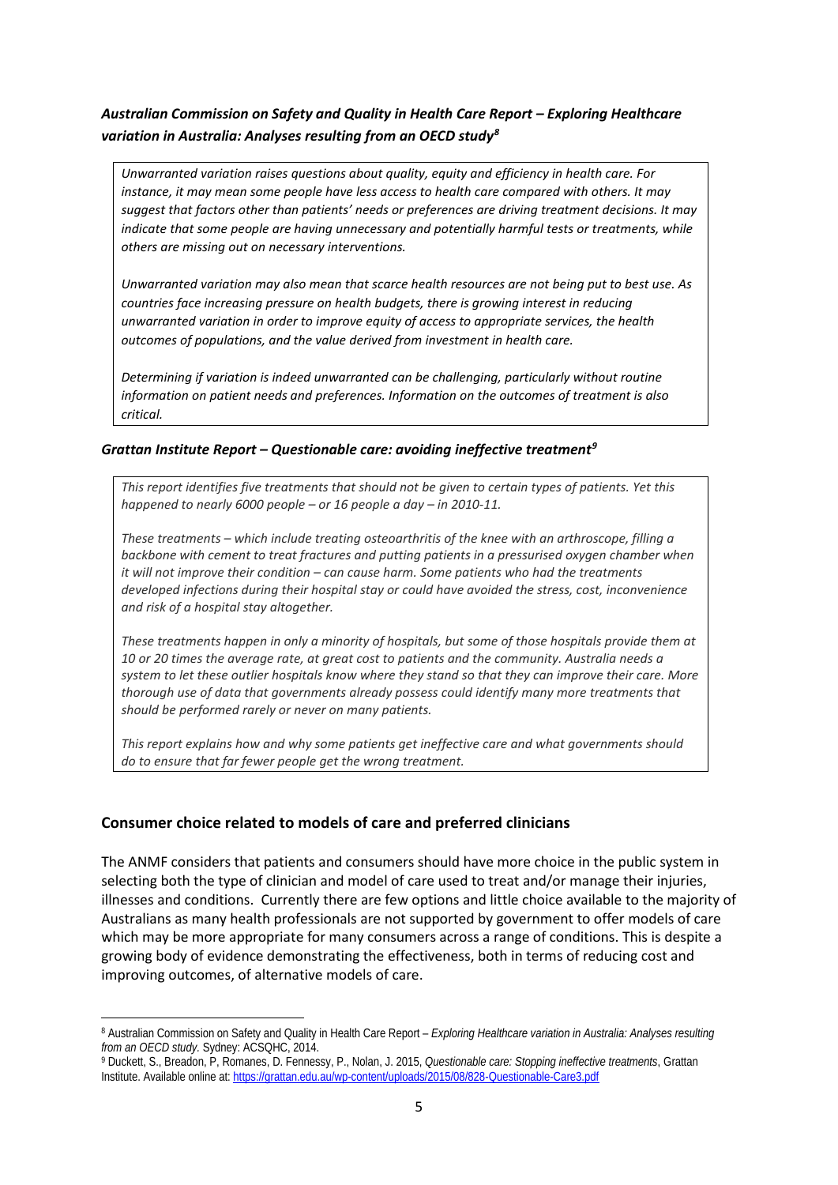***Australian Commission on Safety and Quality in Health Care Report – Exploring Healthcare variation in Australia: Analyses resulting from an OECD study***[8]

> *Unwarranted variation raises questions about quality, equity and efficiency in health care. For instance, it may mean some people have less access to health care compared with others. It may suggest that factors other than patients' needs or preferences are driving treatment decisions. It may indicate that some people are having unnecessary and potentially harmful tests or treatments, while others are missing out on necessary interventions.*
>
> *Unwarranted variation may also mean that scarce health resources are not being put to best use. As countries face increasing pressure on health budgets, there is growing interest in reducing unwarranted variation in order to improve equity of access to appropriate services, the health outcomes of populations, and the value derived from investment in health care.*
>
> *Determining if variation is indeed unwarranted can be challenging, particularly without routine information on patient needs and preferences. Information on the outcomes of treatment is also critical.*

***Grattan Institute Report – Questionable care: avoiding ineffective treatment***[9]

> *This report identifies five treatments that should not be given to certain types of patients. Yet this happened to nearly 6000 people – or 16 people a day – in 2010-11.*
>
> *These treatments – which include treating osteoarthritis of the knee with an arthroscope, filling a backbone with cement to treat fractures and putting patients in a pressurised oxygen chamber when it will not improve their condition – can cause harm. Some patients who had the treatments developed infections during their hospital stay or could have avoided the stress, cost, inconvenience and risk of a hospital stay altogether.*
>
> *These treatments happen in only a minority of hospitals, but some of those hospitals provide them at 10 or 20 times the average rate, at great cost to patients and the community. Australia needs a system to let these outlier hospitals know where they stand so that they can improve their care. More thorough use of data that governments already possess could identify many more treatments that should be performed rarely or never on many patients.*
>
> *This report explains how and why some patients get ineffective care and what governments should do to ensure that far fewer people get the wrong treatment.*

## Consumer choice related to models of care and preferred clinicians

The ANMF considers that patients and consumers should have more choice in the public system in selecting both the type of clinician and model of care used to treat and/or manage their injuries, illnesses and conditions. Currently there are few options and little choice available to the majority of Australians as many health professionals are not supported by government to offer models of care which may be more appropriate for many consumers across a range of conditions. This is despite a growing body of evidence demonstrating the effectiveness, both in terms of reducing cost and improving outcomes, of alternative models of care.

---

[8] Australian Commission on Safety and Quality in Health Care Report – *Exploring Healthcare variation in Australia: Analyses resulting from an OECD study.* Sydney: ACSQHC, 2014.

[9] Duckett, S., Breadon, P, Romanes, D. Fennessy, P., Nolan, J. 2015, *Questionable care: Stopping ineffective treatments*, Grattan Institute. Available online at: https://grattan.edu.au/wp-content/uploads/2015/08/828-Questionable-Care3.pdf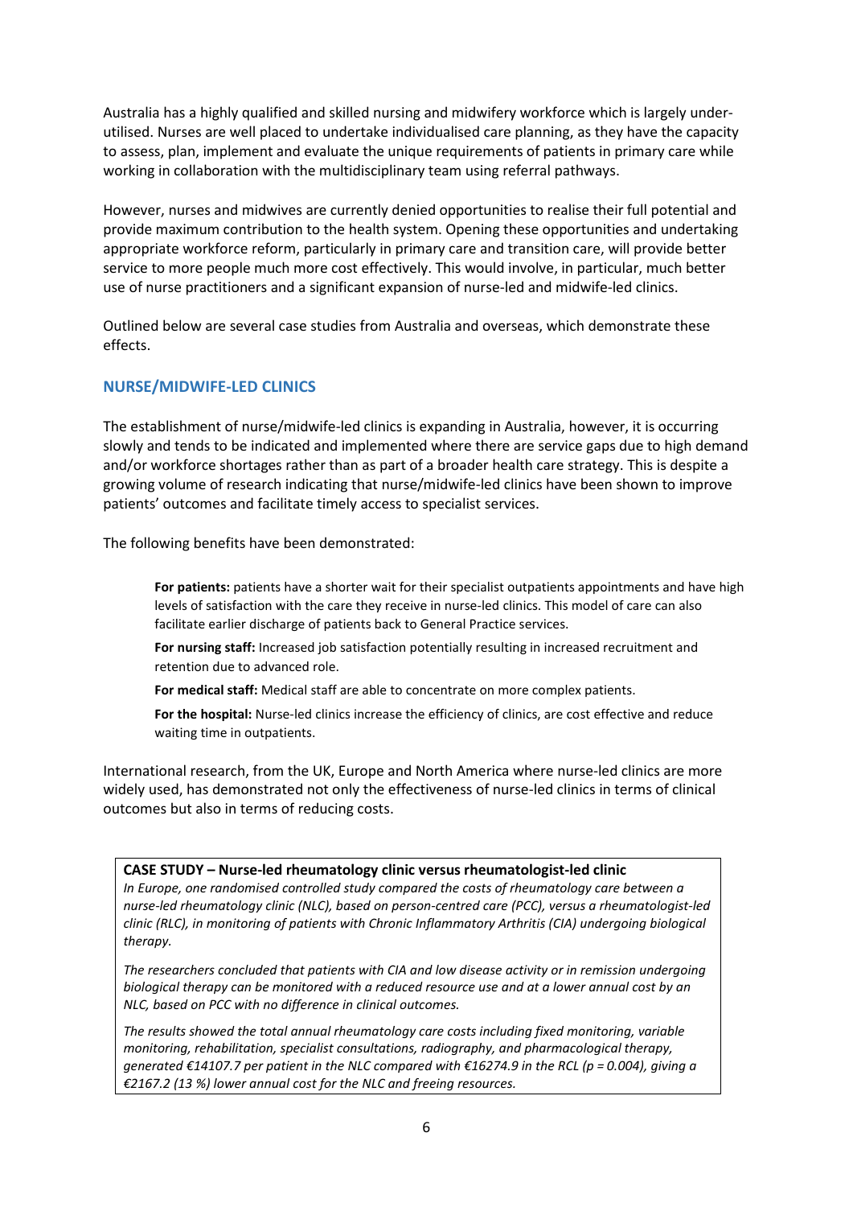Australia has a highly qualified and skilled nursing and midwifery workforce which is largely under-utilised. Nurses are well placed to undertake individualised care planning, as they have the capacity to assess, plan, implement and evaluate the unique requirements of patients in primary care while working in collaboration with the multidisciplinary team using referral pathways.

However, nurses and midwives are currently denied opportunities to realise their full potential and provide maximum contribution to the health system. Opening these opportunities and undertaking appropriate workforce reform, particularly in primary care and transition care, will provide better service to more people much more cost effectively. This would involve, in particular, much better use of nurse practitioners and a significant expansion of nurse-led and midwife-led clinics.

Outlined below are several case studies from Australia and overseas, which demonstrate these effects.

## NURSE/MIDWIFE-LED CLINICS

The establishment of nurse/midwife-led clinics is expanding in Australia, however, it is occurring slowly and tends to be indicated and implemented where there are service gaps due to high demand and/or workforce shortages rather than as part of a broader health care strategy. This is despite a growing volume of research indicating that nurse/midwife-led clinics have been shown to improve patients' outcomes and facilitate timely access to specialist services.

The following benefits have been demonstrated:

> **For patients:** patients have a shorter wait for their specialist outpatients appointments and have high levels of satisfaction with the care they receive in nurse-led clinics. This model of care can also facilitate earlier discharge of patients back to General Practice services.
>
> **For nursing staff:** Increased job satisfaction potentially resulting in increased recruitment and retention due to advanced role.
>
> **For medical staff:** Medical staff are able to concentrate on more complex patients.
>
> **For the hospital:** Nurse-led clinics increase the efficiency of clinics, are cost effective and reduce waiting time in outpatients.

International research, from the UK, Europe and North America where nurse-led clinics are more widely used, has demonstrated not only the effectiveness of nurse-led clinics in terms of clinical outcomes but also in terms of reducing costs.

**CASE STUDY – Nurse-led rheumatology clinic versus rheumatologist-led clinic**

*In Europe, one randomised controlled study compared the costs of rheumatology care between a nurse-led rheumatology clinic (NLC), based on person-centred care (PCC), versus a rheumatologist-led clinic (RLC), in monitoring of patients with Chronic Inflammatory Arthritis (CIA) undergoing biological therapy.*

*The researchers concluded that patients with CIA and low disease activity or in remission undergoing biological therapy can be monitored with a reduced resource use and at a lower annual cost by an NLC, based on PCC with no difference in clinical outcomes.*

*The results showed the total annual rheumatology care costs including fixed monitoring, variable monitoring, rehabilitation, specialist consultations, radiography, and pharmacological therapy, generated €14107.7 per patient in the NLC compared with €16274.9 in the RCL ($p = 0.004$), giving a €2167.2 (13 %) lower annual cost for the NLC and freeing resources.*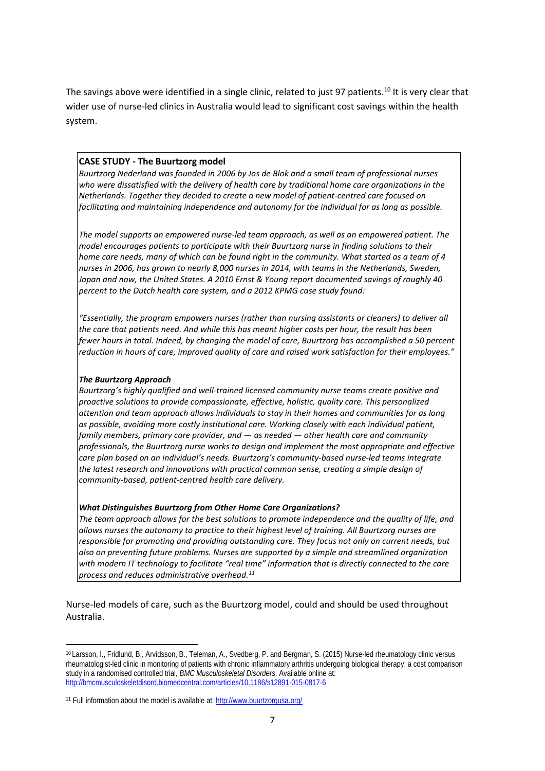The savings above were identified in a single clinic, related to just 97 patients.[10] It is very clear that wider use of nurse-led clinics in Australia would lead to significant cost savings within the health system.

**CASE STUDY - The Buurtzorg model**

*Buurtzorg Nederland was founded in 2006 by Jos de Blok and a small team of professional nurses who were dissatisfied with the delivery of health care by traditional home care organizations in the Netherlands. Together they decided to create a new model of patient-centred care focused on facilitating and maintaining independence and autonomy for the individual for as long as possible.*

*The model supports an empowered nurse-led team approach, as well as an empowered patient. The model encourages patients to participate with their Buurtzorg nurse in finding solutions to their home care needs, many of which can be found right in the community. What started as a team of 4 nurses in 2006, has grown to nearly 8,000 nurses in 2014, with teams in the Netherlands, Sweden, Japan and now, the United States. A 2010 Ernst & Young report documented savings of roughly 40 percent to the Dutch health care system, and a 2012 KPMG case study found:*

*"Essentially, the program empowers nurses (rather than nursing assistants or cleaners) to deliver all the care that patients need. And while this has meant higher costs per hour, the result has been fewer hours in total. Indeed, by changing the model of care, Buurtzorg has accomplished a 50 percent reduction in hours of care, improved quality of care and raised work satisfaction for their employees."*

***The Buurtzorg Approach***

*Buurtzorg's highly qualified and well-trained licensed community nurse teams create positive and proactive solutions to provide compassionate, effective, holistic, quality care. This personalized attention and team approach allows individuals to stay in their homes and communities for as long as possible, avoiding more costly institutional care. Working closely with each individual patient, family members, primary care provider, and — as needed — other health care and community professionals, the Buurtzorg nurse works to design and implement the most appropriate and effective care plan based on an individual's needs. Buurtzorg's community-based nurse-led teams integrate the latest research and innovations with practical common sense, creating a simple design of community-based, patient-centred health care delivery.*

***What Distinguishes Buurtzorg from Other Home Care Organizations?***

*The team approach allows for the best solutions to promote independence and the quality of life, and allows nurses the autonomy to practice to their highest level of training. All Buurtzorg nurses are responsible for promoting and providing outstanding care. They focus not only on current needs, but also on preventing future problems. Nurses are supported by a simple and streamlined organization with modern IT technology to facilitate "real time" information that is directly connected to the care process and reduces administrative overhead.*[11]

Nurse-led models of care, such as the Buurtzorg model, could and should be used throughout Australia.

---

[10] Larsson, I., Fridlund, B., Arvidsson, B., Teleman, A., Svedberg, P. and Bergman, S. (2015) Nurse-led rheumatology clinic versus rheumatologist-led clinic in monitoring of patients with chronic inflammatory arthritis undergoing biological therapy: a cost comparison study in a randomised controlled trial, *BMC Musculoskeletal Disorders*. Available online at: http://bmcmusculoskeletdisord.biomedcentral.com/articles/10.1186/s12891-015-0817-6

[11] Full information about the model is available at: http://www.buurtzorgusa.org/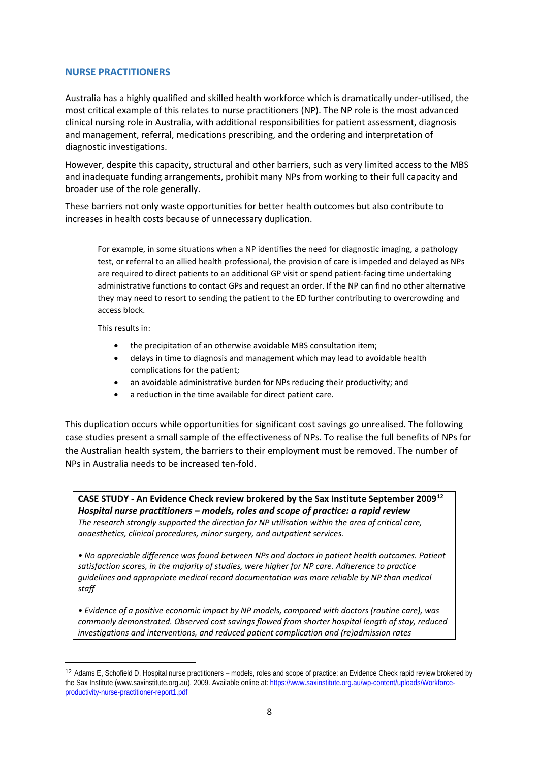## NURSE PRACTITIONERS

Australia has a highly qualified and skilled health workforce which is dramatically under-utilised, the most critical example of this relates to nurse practitioners (NP). The NP role is the most advanced clinical nursing role in Australia, with additional responsibilities for patient assessment, diagnosis and management, referral, medications prescribing, and the ordering and interpretation of diagnostic investigations.

However, despite this capacity, structural and other barriers, such as very limited access to the MBS and inadequate funding arrangements, prohibit many NPs from working to their full capacity and broader use of the role generally.

These barriers not only waste opportunities for better health outcomes but also contribute to increases in health costs because of unnecessary duplication.

> For example, in some situations when a NP identifies the need for diagnostic imaging, a pathology test, or referral to an allied health professional, the provision of care is impeded and delayed as NPs are required to direct patients to an additional GP visit or spend patient-facing time undertaking administrative functions to contact GPs and request an order. If the NP can find no other alternative they may need to resort to sending the patient to the ED further contributing to overcrowding and access block.
>
> This results in:
>
> - the precipitation of an otherwise avoidable MBS consultation item;
> - delays in time to diagnosis and management which may lead to avoidable health complications for the patient;
> - an avoidable administrative burden for NPs reducing their productivity; and
> - a reduction in the time available for direct patient care.

This duplication occurs while opportunities for significant cost savings go unrealised. The following case studies present a small sample of the effectiveness of NPs. To realise the full benefits of NPs for the Australian health system, the barriers to their employment must be removed. The number of NPs in Australia needs to be increased ten-fold.

> **CASE STUDY - An Evidence Check review brokered by the Sax Institute September 2009**[12]
> ***Hospital nurse practitioners – models, roles and scope of practice: a rapid review***
> *The research strongly supported the direction for NP utilisation within the area of critical care, anaesthetics, clinical procedures, minor surgery, and outpatient services.*
>
> *• No appreciable difference was found between NPs and doctors in patient health outcomes. Patient satisfaction scores, in the majority of studies, were higher for NP care. Adherence to practice guidelines and appropriate medical record documentation was more reliable by NP than medical staff*
>
> *• Evidence of a positive economic impact by NP models, compared with doctors (routine care), was commonly demonstrated. Observed cost savings flowed from shorter hospital length of stay, reduced investigations and interventions, and reduced patient complication and (re)admission rates*

---

[12] Adams E, Schofield D. Hospital nurse practitioners – models, roles and scope of practice: an Evidence Check rapid review brokered by the Sax Institute (www.saxinstitute.org.au), 2009. Available online at: https://www.saxinstitute.org.au/wp-content/uploads/Workforce-productivity-nurse-practitioner-report1.pdf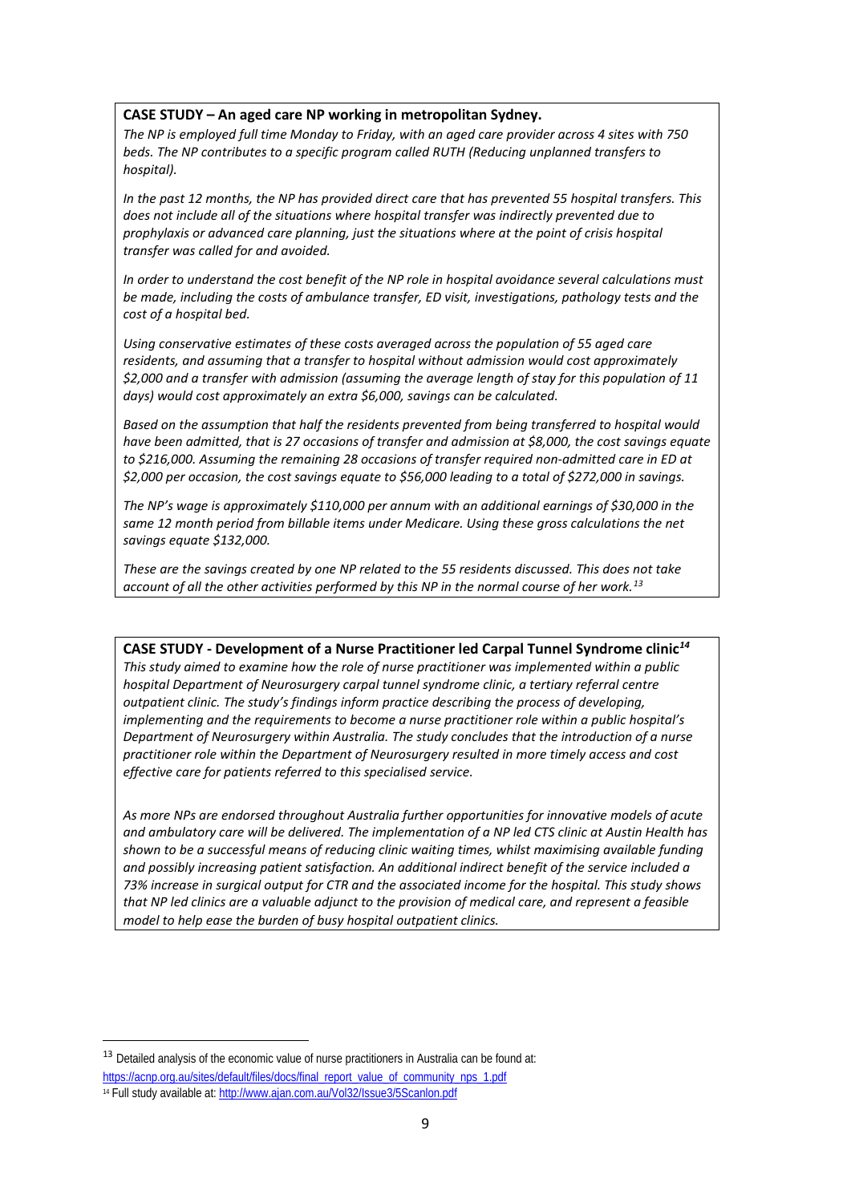**CASE STUDY – An aged care NP working in metropolitan Sydney.**

*The NP is employed full time Monday to Friday, with an aged care provider across 4 sites with 750 beds. The NP contributes to a specific program called RUTH (Reducing unplanned transfers to hospital).*

*In the past 12 months, the NP has provided direct care that has prevented 55 hospital transfers. This does not include all of the situations where hospital transfer was indirectly prevented due to prophylaxis or advanced care planning, just the situations where at the point of crisis hospital transfer was called for and avoided.*

*In order to understand the cost benefit of the NP role in hospital avoidance several calculations must be made, including the costs of ambulance transfer, ED visit, investigations, pathology tests and the cost of a hospital bed.*

*Using conservative estimates of these costs averaged across the population of 55 aged care residents, and assuming that a transfer to hospital without admission would cost approximately $2,000 and a transfer with admission (assuming the average length of stay for this population of 11 days) would cost approximately an extra $6,000, savings can be calculated.*

*Based on the assumption that half the residents prevented from being transferred to hospital would have been admitted, that is 27 occasions of transfer and admission at $8,000, the cost savings equate to $216,000. Assuming the remaining 28 occasions of transfer required non-admitted care in ED at $2,000 per occasion, the cost savings equate to $56,000 leading to a total of $272,000 in savings.*

*The NP's wage is approximately $110,000 per annum with an additional earnings of $30,000 in the same 12 month period from billable items under Medicare. Using these gross calculations the net savings equate $132,000.*

*These are the savings created by one NP related to the 55 residents discussed. This does not take account of all the other activities performed by this NP in the normal course of her work.*[13]

**CASE STUDY - Development of a Nurse Practitioner led Carpal Tunnel Syndrome clinic**[14]

*This study aimed to examine how the role of nurse practitioner was implemented within a public hospital Department of Neurosurgery carpal tunnel syndrome clinic, a tertiary referral centre outpatient clinic. The study's findings inform practice describing the process of developing, implementing and the requirements to become a nurse practitioner role within a public hospital's Department of Neurosurgery within Australia. The study concludes that the introduction of a nurse practitioner role within the Department of Neurosurgery resulted in more timely access and cost effective care for patients referred to this specialised service.*

*As more NPs are endorsed throughout Australia further opportunities for innovative models of acute and ambulatory care will be delivered. The implementation of a NP led CTS clinic at Austin Health has shown to be a successful means of reducing clinic waiting times, whilst maximising available funding and possibly increasing patient satisfaction. An additional indirect benefit of the service included a 73% increase in surgical output for CTR and the associated income for the hospital. This study shows that NP led clinics are a valuable adjunct to the provision of medical care, and represent a feasible model to help ease the burden of busy hospital outpatient clinics.*

[13] Detailed analysis of the economic value of nurse practitioners in Australia can be found at: https://acnp.org.au/sites/default/files/docs/final_report_value_of_community_nps_1.pdf

[14] Full study available at: http://www.ajan.com.au/Vol32/Issue3/5Scanlon.pdf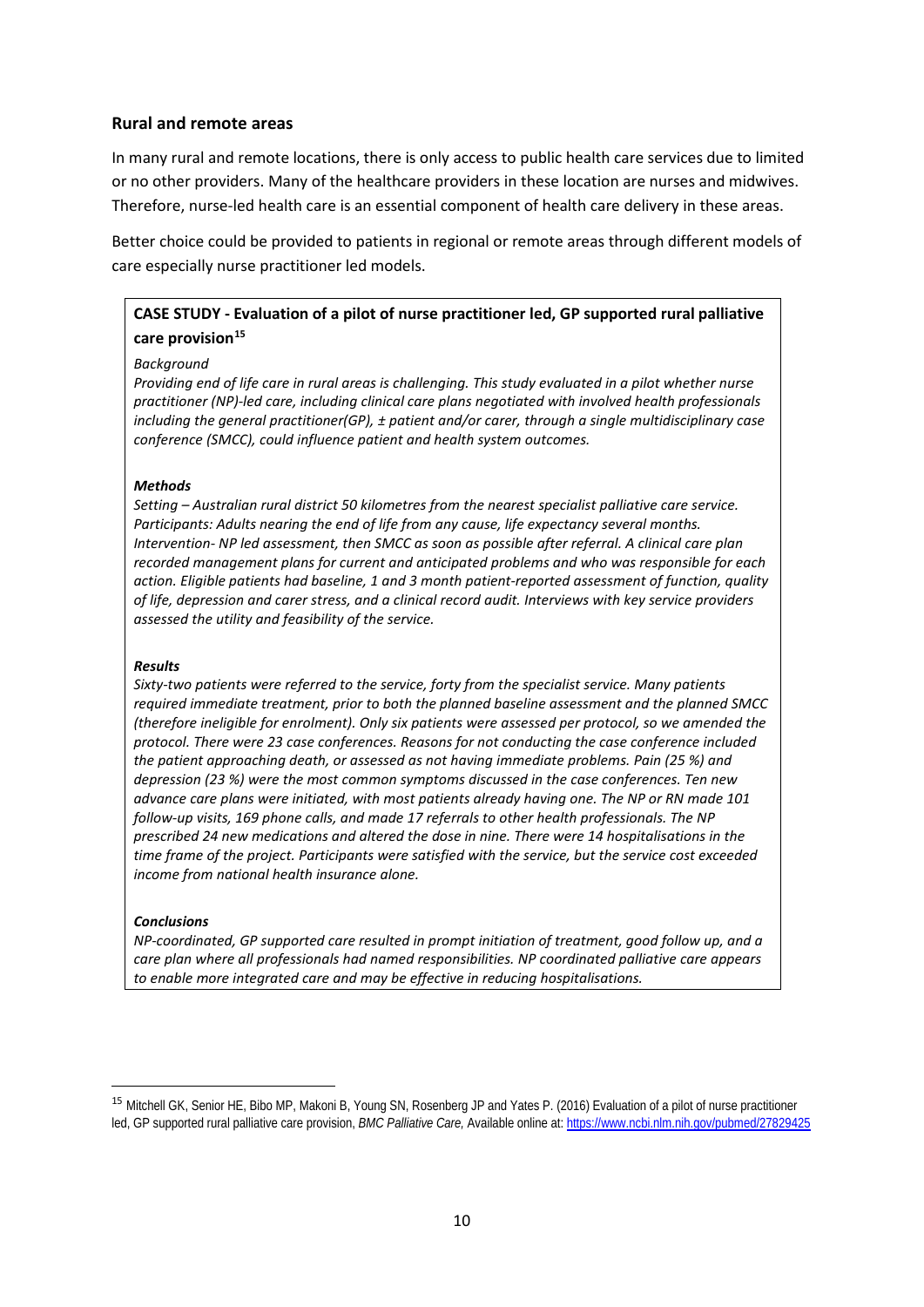## Rural and remote areas

In many rural and remote locations, there is only access to public health care services due to limited or no other providers. Many of the healthcare providers in these location are nurses and midwives. Therefore, nurse-led health care is an essential component of health care delivery in these areas.

Better choice could be provided to patients in regional or remote areas through different models of care especially nurse practitioner led models.

> **CASE STUDY - Evaluation of a pilot of nurse practitioner led, GP supported rural palliative care provision**[15]
>
> *Background*
>
> *Providing end of life care in rural areas is challenging. This study evaluated in a pilot whether nurse practitioner (NP)-led care, including clinical care plans negotiated with involved health professionals including the general practitioner(GP), ± patient and/or carer, through a single multidisciplinary case conference (SMCC), could influence patient and health system outcomes.*
>
> ***Methods***
>
> *Setting – Australian rural district 50 kilometres from the nearest specialist palliative care service. Participants: Adults nearing the end of life from any cause, life expectancy several months. Intervention- NP led assessment, then SMCC as soon as possible after referral. A clinical care plan recorded management plans for current and anticipated problems and who was responsible for each action. Eligible patients had baseline, 1 and 3 month patient-reported assessment of function, quality of life, depression and carer stress, and a clinical record audit. Interviews with key service providers assessed the utility and feasibility of the service.*
>
> ***Results***
>
> *Sixty-two patients were referred to the service, forty from the specialist service. Many patients required immediate treatment, prior to both the planned baseline assessment and the planned SMCC (therefore ineligible for enrolment). Only six patients were assessed per protocol, so we amended the protocol. There were 23 case conferences. Reasons for not conducting the case conference included the patient approaching death, or assessed as not having immediate problems. Pain (25 %) and depression (23 %) were the most common symptoms discussed in the case conferences. Ten new advance care plans were initiated, with most patients already having one. The NP or RN made 101 follow-up visits, 169 phone calls, and made 17 referrals to other health professionals. The NP prescribed 24 new medications and altered the dose in nine. There were 14 hospitalisations in the time frame of the project. Participants were satisfied with the service, but the service cost exceeded income from national health insurance alone.*
>
> ***Conclusions***
>
> *NP-coordinated, GP supported care resulted in prompt initiation of treatment, good follow up, and a care plan where all professionals had named responsibilities. NP coordinated palliative care appears to enable more integrated care and may be effective in reducing hospitalisations.*

---

[15] Mitchell GK, Senior HE, Bibo MP, Makoni B, Young SN, Rosenberg JP and Yates P. (2016) Evaluation of a pilot of nurse practitioner led, GP supported rural palliative care provision, *BMC Palliative Care,* Available online at: https://www.ncbi.nlm.nih.gov/pubmed/27829425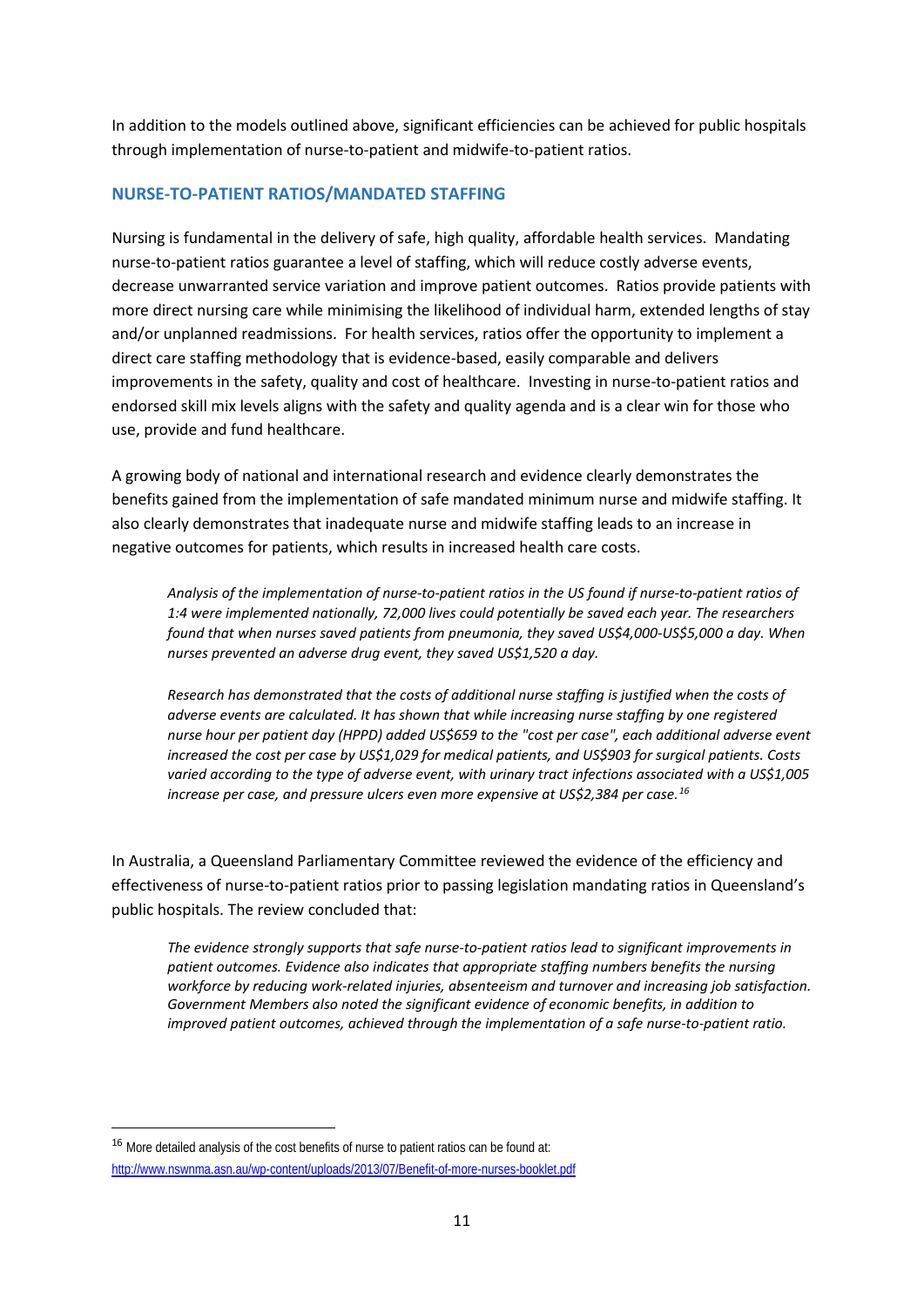In addition to the models outlined above, significant efficiencies can be achieved for public hospitals through implementation of nurse-to-patient and midwife-to-patient ratios.

## NURSE-TO-PATIENT RATIOS/MANDATED STAFFING

Nursing is fundamental in the delivery of safe, high quality, affordable health services. Mandating nurse-to-patient ratios guarantee a level of staffing, which will reduce costly adverse events, decrease unwarranted service variation and improve patient outcomes. Ratios provide patients with more direct nursing care while minimising the likelihood of individual harm, extended lengths of stay and/or unplanned readmissions. For health services, ratios offer the opportunity to implement a direct care staffing methodology that is evidence-based, easily comparable and delivers improvements in the safety, quality and cost of healthcare. Investing in nurse-to-patient ratios and endorsed skill mix levels aligns with the safety and quality agenda and is a clear win for those who use, provide and fund healthcare.

A growing body of national and international research and evidence clearly demonstrates the benefits gained from the implementation of safe mandated minimum nurse and midwife staffing. It also clearly demonstrates that inadequate nurse and midwife staffing leads to an increase in negative outcomes for patients, which results in increased health care costs.

> *Analysis of the implementation of nurse-to-patient ratios in the US found if nurse-to-patient ratios of 1:4 were implemented nationally, 72,000 lives could potentially be saved each year. The researchers found that when nurses saved patients from pneumonia, they saved US$4,000-US$5,000 a day. When nurses prevented an adverse drug event, they saved US$1,520 a day.*
>
> *Research has demonstrated that the costs of additional nurse staffing is justified when the costs of adverse events are calculated. It has shown that while increasing nurse staffing by one registered nurse hour per patient day (HPPD) added US$659 to the "cost per case", each additional adverse event increased the cost per case by US$1,029 for medical patients, and US$903 for surgical patients. Costs varied according to the type of adverse event, with urinary tract infections associated with a US$1,005 increase per case, and pressure ulcers even more expensive at US$2,384 per case.*[16]

In Australia, a Queensland Parliamentary Committee reviewed the evidence of the efficiency and effectiveness of nurse-to-patient ratios prior to passing legislation mandating ratios in Queensland's public hospitals. The review concluded that:

> *The evidence strongly supports that safe nurse-to-patient ratios lead to significant improvements in patient outcomes. Evidence also indicates that appropriate staffing numbers benefits the nursing workforce by reducing work-related injuries, absenteeism and turnover and increasing job satisfaction. Government Members also noted the significant evidence of economic benefits, in addition to improved patient outcomes, achieved through the implementation of a safe nurse-to-patient ratio.*

---

[16] More detailed analysis of the cost benefits of nurse to patient ratios can be found at: http://www.nswnma.asn.au/wp-content/uploads/2013/07/Benefit-of-more-nurses-booklet.pdf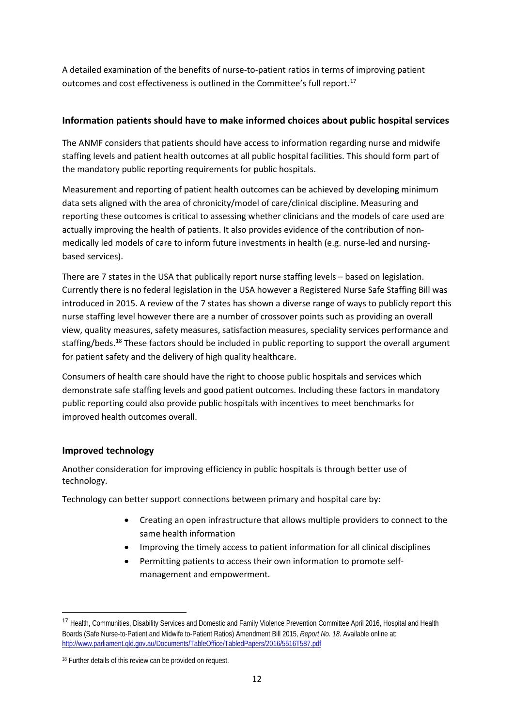A detailed examination of the benefits of nurse-to-patient ratios in terms of improving patient outcomes and cost effectiveness is outlined in the Committee's full report.[17]

### Information patients should have to make informed choices about public hospital services

The ANMF considers that patients should have access to information regarding nurse and midwife staffing levels and patient health outcomes at all public hospital facilities. This should form part of the mandatory public reporting requirements for public hospitals.

Measurement and reporting of patient health outcomes can be achieved by developing minimum data sets aligned with the area of chronicity/model of care/clinical discipline. Measuring and reporting these outcomes is critical to assessing whether clinicians and the models of care used are actually improving the health of patients. It also provides evidence of the contribution of non-medically led models of care to inform future investments in health (e.g. nurse-led and nursing-based services).

There are 7 states in the USA that publically report nurse staffing levels – based on legislation. Currently there is no federal legislation in the USA however a Registered Nurse Safe Staffing Bill was introduced in 2015. A review of the 7 states has shown a diverse range of ways to publicly report this nurse staffing level however there are a number of crossover points such as providing an overall view, quality measures, safety measures, satisfaction measures, speciality services performance and staffing/beds.[18] These factors should be included in public reporting to support the overall argument for patient safety and the delivery of high quality healthcare.

Consumers of health care should have the right to choose public hospitals and services which demonstrate safe staffing levels and good patient outcomes. Including these factors in mandatory public reporting could also provide public hospitals with incentives to meet benchmarks for improved health outcomes overall.

### Improved technology

Another consideration for improving efficiency in public hospitals is through better use of technology.

Technology can better support connections between primary and hospital care by:

- Creating an open infrastructure that allows multiple providers to connect to the same health information
- Improving the timely access to patient information for all clinical disciplines
- Permitting patients to access their own information to promote self-management and empowerment.

---

[17] Health, Communities, Disability Services and Domestic and Family Violence Prevention Committee April 2016, Hospital and Health Boards (Safe Nurse-to-Patient and Midwife to-Patient Ratios) Amendment Bill 2015, *Report No. 18*. Available online at: http://www.parliament.qld.gov.au/Documents/TableOffice/TabledPapers/2016/5516T587.pdf

[18] Further details of this review can be provided on request.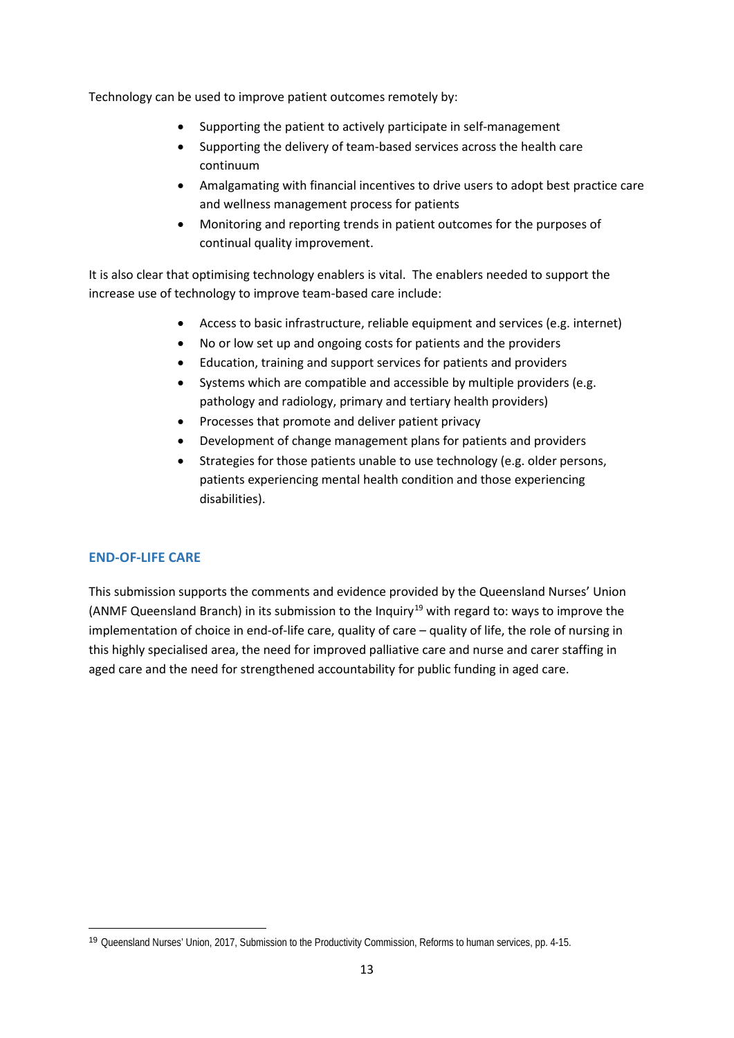Technology can be used to improve patient outcomes remotely by:

- Supporting the patient to actively participate in self-management
- Supporting the delivery of team-based services across the health care continuum
- Amalgamating with financial incentives to drive users to adopt best practice care and wellness management process for patients
- Monitoring and reporting trends in patient outcomes for the purposes of continual quality improvement.

It is also clear that optimising technology enablers is vital. The enablers needed to support the increase use of technology to improve team-based care include:

- Access to basic infrastructure, reliable equipment and services (e.g. internet)
- No or low set up and ongoing costs for patients and the providers
- Education, training and support services for patients and providers
- Systems which are compatible and accessible by multiple providers (e.g. pathology and radiology, primary and tertiary health providers)
- Processes that promote and deliver patient privacy
- Development of change management plans for patients and providers
- Strategies for those patients unable to use technology (e.g. older persons, patients experiencing mental health condition and those experiencing disabilities).

## END-OF-LIFE CARE

This submission supports the comments and evidence provided by the Queensland Nurses' Union (ANMF Queensland Branch) in its submission to the Inquiry[19] with regard to: ways to improve the implementation of choice in end-of-life care, quality of care – quality of life, the role of nursing in this highly specialised area, the need for improved palliative care and nurse and carer staffing in aged care and the need for strengthened accountability for public funding in aged care.

[19] Queensland Nurses' Union, 2017, Submission to the Productivity Commission, Reforms to human services, pp. 4-15.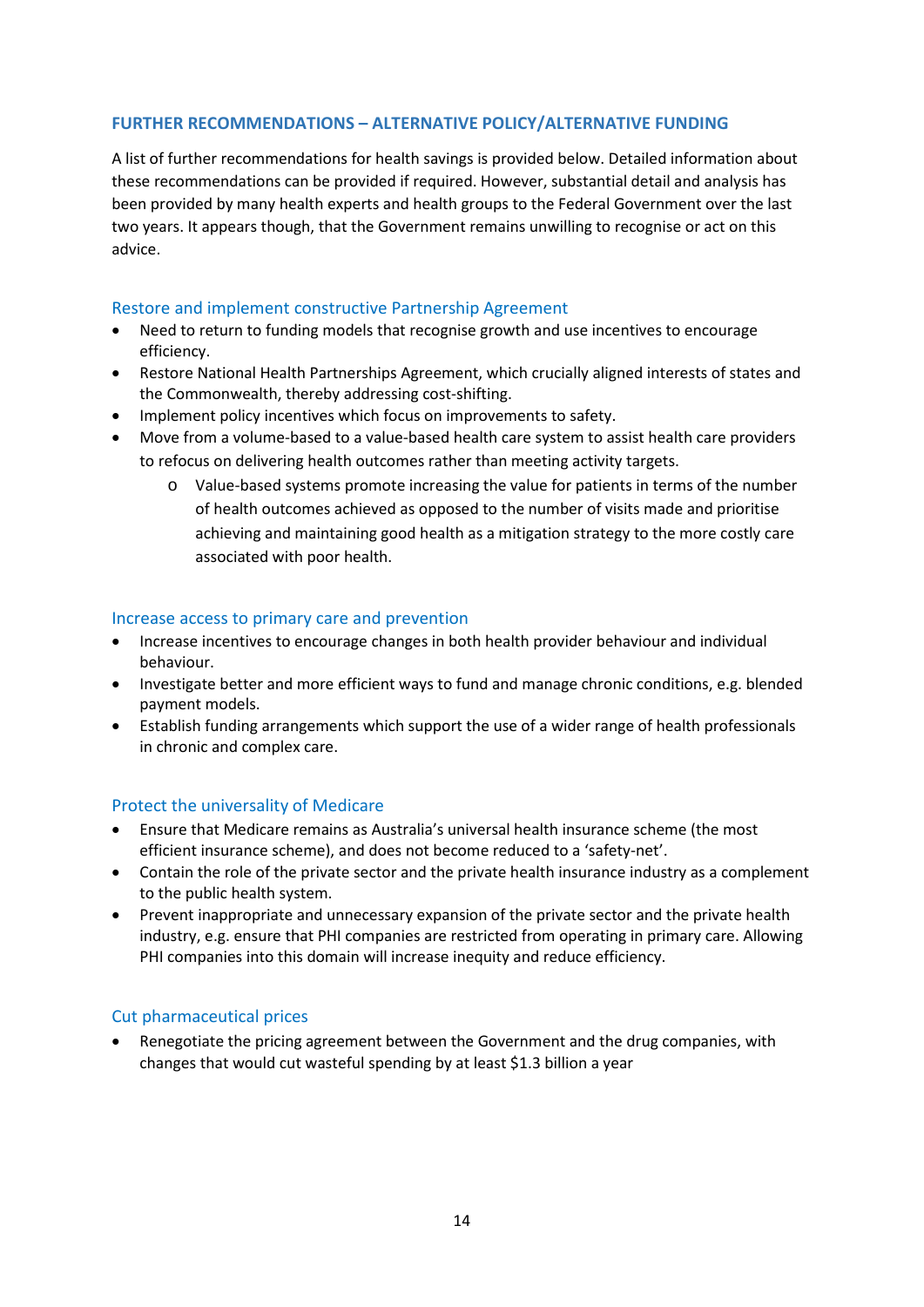## FURTHER RECOMMENDATIONS – ALTERNATIVE POLICY/ALTERNATIVE FUNDING

A list of further recommendations for health savings is provided below. Detailed information about these recommendations can be provided if required. However, substantial detail and analysis has been provided by many health experts and health groups to the Federal Government over the last two years. It appears though, that the Government remains unwilling to recognise or act on this advice.

### Restore and implement constructive Partnership Agreement

- Need to return to funding models that recognise growth and use incentives to encourage efficiency.
- Restore National Health Partnerships Agreement, which crucially aligned interests of states and the Commonwealth, thereby addressing cost-shifting.
- Implement policy incentives which focus on improvements to safety.
- Move from a volume-based to a value-based health care system to assist health care providers to refocus on delivering health outcomes rather than meeting activity targets.
    - Value-based systems promote increasing the value for patients in terms of the number of health outcomes achieved as opposed to the number of visits made and prioritise achieving and maintaining good health as a mitigation strategy to the more costly care associated with poor health.

### Increase access to primary care and prevention

- Increase incentives to encourage changes in both health provider behaviour and individual behaviour.
- Investigate better and more efficient ways to fund and manage chronic conditions, e.g. blended payment models.
- Establish funding arrangements which support the use of a wider range of health professionals in chronic and complex care.

### Protect the universality of Medicare

- Ensure that Medicare remains as Australia's universal health insurance scheme (the most efficient insurance scheme), and does not become reduced to a 'safety-net'.
- Contain the role of the private sector and the private health insurance industry as a complement to the public health system.
- Prevent inappropriate and unnecessary expansion of the private sector and the private health industry, e.g. ensure that PHI companies are restricted from operating in primary care. Allowing PHI companies into this domain will increase inequity and reduce efficiency.

### Cut pharmaceutical prices

- Renegotiate the pricing agreement between the Government and the drug companies, with changes that would cut wasteful spending by at least $1.3 billion a year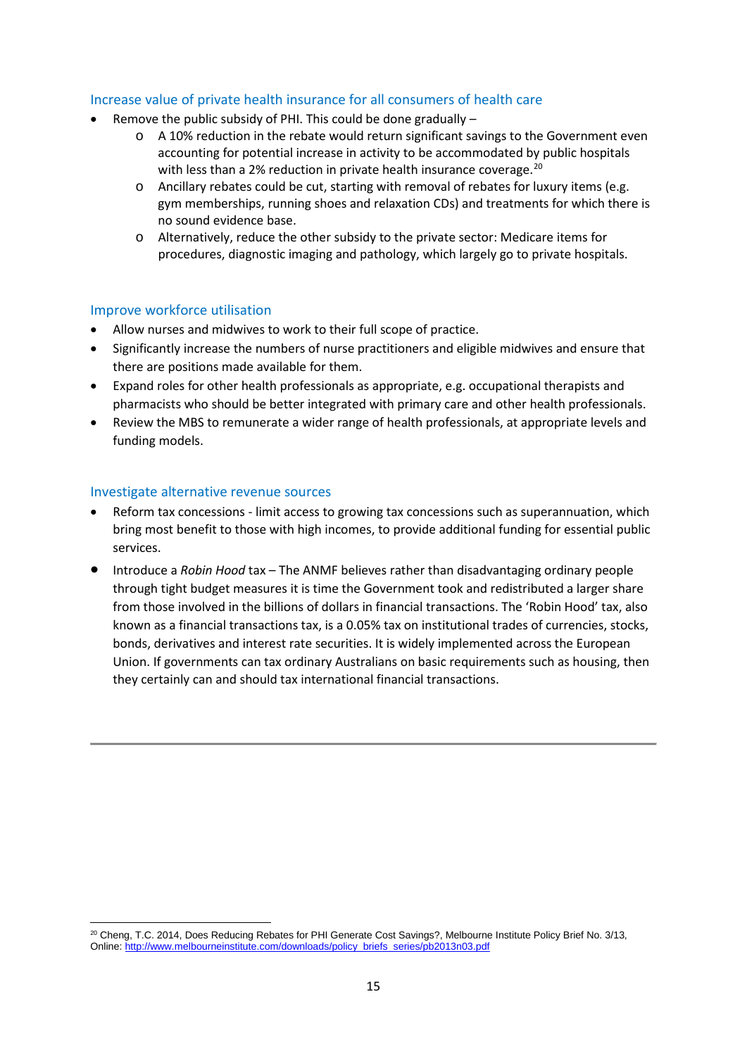### Increase value of private health insurance for all consumers of health care

- Remove the public subsidy of PHI. This could be done gradually –
  - A 10% reduction in the rebate would return significant savings to the Government even accounting for potential increase in activity to be accommodated by public hospitals with less than a 2% reduction in private health insurance coverage.[20]
  - Ancillary rebates could be cut, starting with removal of rebates for luxury items (e.g. gym memberships, running shoes and relaxation CDs) and treatments for which there is no sound evidence base.
  - Alternatively, reduce the other subsidy to the private sector: Medicare items for procedures, diagnostic imaging and pathology, which largely go to private hospitals.

### Improve workforce utilisation

- Allow nurses and midwives to work to their full scope of practice.
- Significantly increase the numbers of nurse practitioners and eligible midwives and ensure that there are positions made available for them.
- Expand roles for other health professionals as appropriate, e.g. occupational therapists and pharmacists who should be better integrated with primary care and other health professionals.
- Review the MBS to remunerate a wider range of health professionals, at appropriate levels and funding models.

### Investigate alternative revenue sources

- Reform tax concessions - limit access to growing tax concessions such as superannuation, which bring most benefit to those with high incomes, to provide additional funding for essential public services.
- Introduce a *Robin Hood* tax – The ANMF believes rather than disadvantaging ordinary people through tight budget measures it is time the Government took and redistributed a larger share from those involved in the billions of dollars in financial transactions. The 'Robin Hood' tax, also known as a financial transactions tax, is a 0.05% tax on institutional trades of currencies, stocks, bonds, derivatives and interest rate securities. It is widely implemented across the European Union. If governments can tax ordinary Australians on basic requirements such as housing, then they certainly can and should tax international financial transactions.

---

[20] Cheng, T.C. 2014, Does Reducing Rebates for PHI Generate Cost Savings?, Melbourne Institute Policy Brief No. 3/13, Online: http://www.melbourneinstitute.com/downloads/policy_briefs_series/pb2013n03.pdf